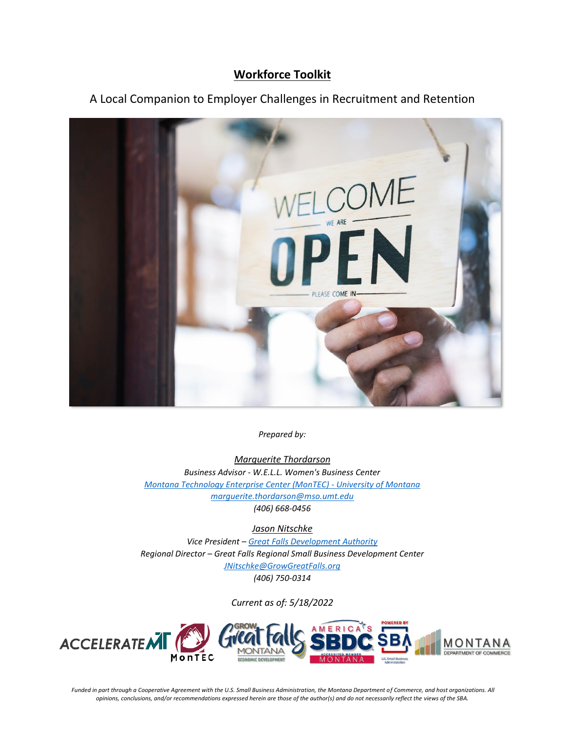# Workforce Toolkit

A Local Companion to Employer Challenges in Recruitment and Retention

*Prepared by:*

*Marguerite Thordarson*
*Business Advisor - W.E.L.L. Women's Business Center*
*Montana Technology Enterprise Center (MonTEC) - University of Montana*
*marguerite.thordarson@mso.umt.edu*
*(406) 668-0456*

*Jason Nitschke*
*Vice President – Great Falls Development Authority*
*Regional Director – Great Falls Regional Small Business Development Center*
*JNitschke@GrowGreatFalls.org*
*(406) 750-0314*

*Current as of: 5/18/2022*

*Funded in part through a Cooperative Agreement with the U.S. Small Business Administration, the Montana Department of Commerce, and host organizations. All opinions, conclusions, and/or recommendations expressed herein are those of the author(s) and do not necessarily reflect the views of the SBA.*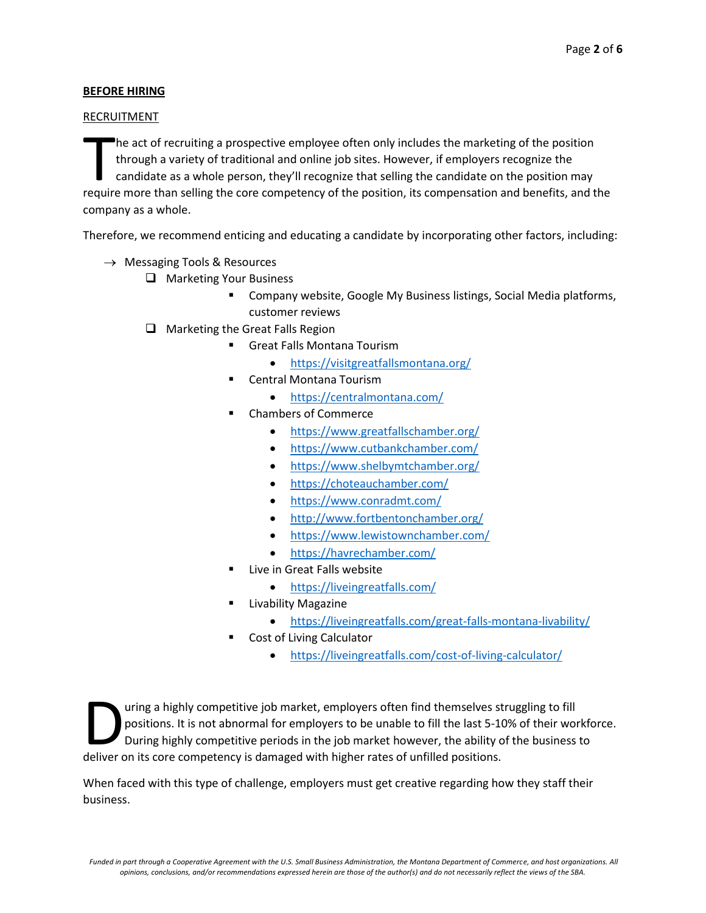**BEFORE HIRING**

RECRUITMENT

The act of recruiting a prospective employee often only includes the marketing of the position through a variety of traditional and online job sites. However, if employers recognize the candidate as a whole person, they'll recognize that selling the candidate on the position may require more than selling the core competency of the position, its compensation and benefits, and the company as a whole.

Therefore, we recommend enticing and educating a candidate by incorporating other factors, including:

- → Messaging Tools & Resources
  - ❑ Marketing Your Business
    - Company website, Google My Business listings, Social Media platforms, customer reviews
  - ❑ Marketing the Great Falls Region
    - Great Falls Montana Tourism
      - https://visitgreatfallsmontana.org/
    - Central Montana Tourism
      - https://centralmontana.com/
    - Chambers of Commerce
      - https://www.greatfallschamber.org/
      - https://www.cutbankchamber.com/
      - https://www.shelbymtchamber.org/
      - https://choteauchamber.com/
      - https://www.conradmt.com/
      - http://www.fortbentonchamber.org/
      - https://www.lewistownchamber.com/
      - https://havrechamber.com/
    - Live in Great Falls website
      - https://liveingreatfalls.com/
    - Livability Magazine
      - https://liveingreatfalls.com/great-falls-montana-livability/
    - Cost of Living Calculator
      - https://liveingreatfalls.com/cost-of-living-calculator/

During a highly competitive job market, employers often find themselves struggling to fill positions. It is not abnormal for employers to be unable to fill the last 5-10% of their workforce. During highly competitive periods in the job market however, the ability of the business to deliver on its core competency is damaged with higher rates of unfilled positions.

When faced with this type of challenge, employers must get creative regarding how they staff their business.

*Funded in part through a Cooperative Agreement with the U.S. Small Business Administration, the Montana Department of Commerce, and host organizations. All opinions, conclusions, and/or recommendations expressed herein are those of the author(s) and do not necessarily reflect the views of the SBA.*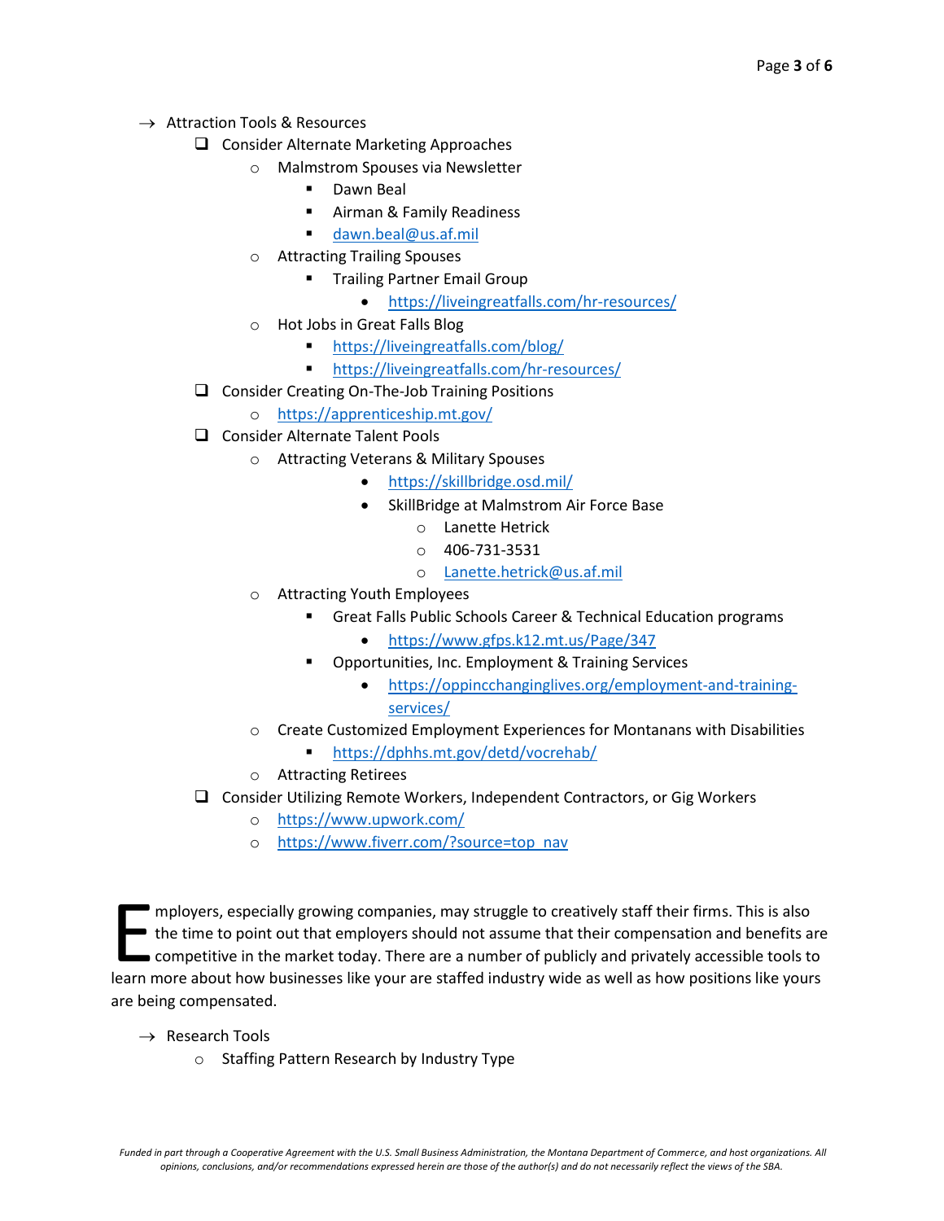- Attraction Tools & Resources
  - Consider Alternate Marketing Approaches
    - Malmstrom Spouses via Newsletter
      - Dawn Beal
      - Airman & Family Readiness
      - dawn.beal@us.af.mil
    - Attracting Trailing Spouses
      - Trailing Partner Email Group
        - https://liveingreatfalls.com/hr-resources/
    - Hot Jobs in Great Falls Blog
      - https://liveingreatfalls.com/blog/
      - https://liveingreatfalls.com/hr-resources/
  - Consider Creating On-The-Job Training Positions
    - https://apprenticeship.mt.gov/
  - Consider Alternate Talent Pools
    - Attracting Veterans & Military Spouses
      - https://skillbridge.osd.mil/
      - SkillBridge at Malmstrom Air Force Base
        - Lanette Hetrick
        - 406-731-3531
        - Lanette.hetrick@us.af.mil
    - Attracting Youth Employees
      - Great Falls Public Schools Career & Technical Education programs
        - https://www.gfps.k12.mt.us/Page/347
      - Opportunities, Inc. Employment & Training Services
        - https://oppincchanginglives.org/employment-and-training-services/
    - Create Customized Employment Experiences for Montanans with Disabilities
      - https://dphhs.mt.gov/detd/vocrehab/
    - Attracting Retirees
  - Consider Utilizing Remote Workers, Independent Contractors, or Gig Workers
    - https://www.upwork.com/
    - https://www.fiverr.com/?source=top_nav

Employers, especially growing companies, may struggle to creatively staff their firms. This is also the time to point out that employers should not assume that their compensation and benefits are competitive in the market today. There are a number of publicly and privately accessible tools to learn more about how businesses like your are staffed industry wide as well as how positions like yours are being compensated.

- Research Tools
  - Staffing Pattern Research by Industry Type

*Funded in part through a Cooperative Agreement with the U.S. Small Business Administration, the Montana Department of Commerce, and host organizations. All opinions, conclusions, and/or recommendations expressed herein are those of the author(s) and do not necessarily reflect the views of the SBA.*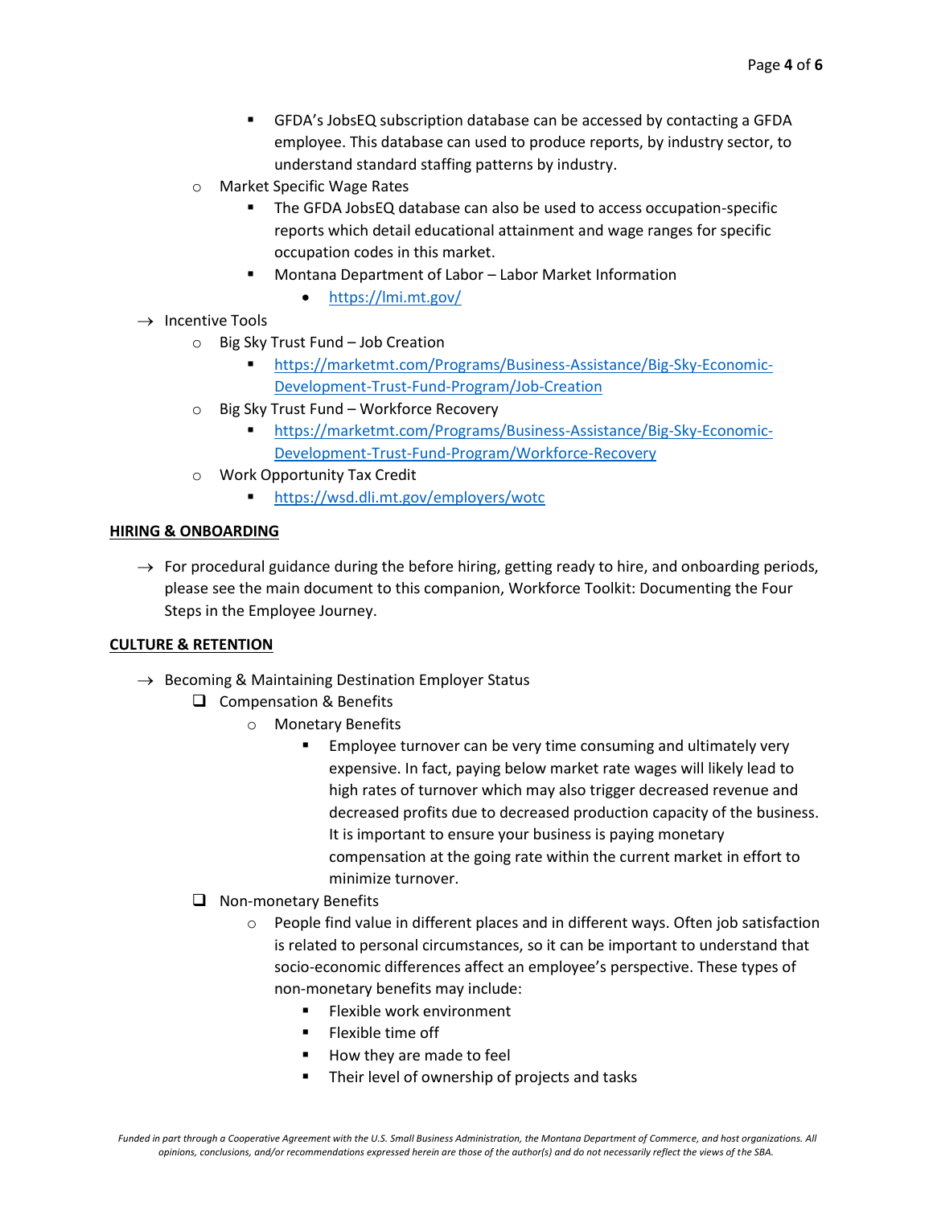- GFDA's JobsEQ subscription database can be accessed by contacting a GFDA employee. This database can used to produce reports, by industry sector, to understand standard staffing patterns by industry.
  - Market Specific Wage Rates
    - The GFDA JobsEQ database can also be used to access occupation-specific reports which detail educational attainment and wage ranges for specific occupation codes in this market.
    - Montana Department of Labor – Labor Market Information
      - https://lmi.mt.gov/

- → Incentive Tools
  - Big Sky Trust Fund – Job Creation
    - https://marketmt.com/Programs/Business-Assistance/Big-Sky-Economic-Development-Trust-Fund-Program/Job-Creation
  - Big Sky Trust Fund – Workforce Recovery
    - https://marketmt.com/Programs/Business-Assistance/Big-Sky-Economic-Development-Trust-Fund-Program/Workforce-Recovery
  - Work Opportunity Tax Credit
    - https://wsd.dli.mt.gov/employers/wotc

**HIRING & ONBOARDING**

- → For procedural guidance during the before hiring, getting ready to hire, and onboarding periods, please see the main document to this companion, Workforce Toolkit: Documenting the Four Steps in the Employee Journey.

**CULTURE & RETENTION**

- → Becoming & Maintaining Destination Employer Status
  - ❑ Compensation & Benefits
    - Monetary Benefits
      - Employee turnover can be very time consuming and ultimately very expensive. In fact, paying below market rate wages will likely lead to high rates of turnover which may also trigger decreased revenue and decreased profits due to decreased production capacity of the business. It is important to ensure your business is paying monetary compensation at the going rate within the current market in effort to minimize turnover.
  - ❑ Non-monetary Benefits
    - People find value in different places and in different ways. Often job satisfaction is related to personal circumstances, so it can be important to understand that socio-economic differences affect an employee's perspective. These types of non-monetary benefits may include:
      - Flexible work environment
      - Flexible time off
      - How they are made to feel
      - Their level of ownership of projects and tasks

*Funded in part through a Cooperative Agreement with the U.S. Small Business Administration, the Montana Department of Commerce, and host organizations. All opinions, conclusions, and/or recommendations expressed herein are those of the author(s) and do not necessarily reflect the views of the SBA.*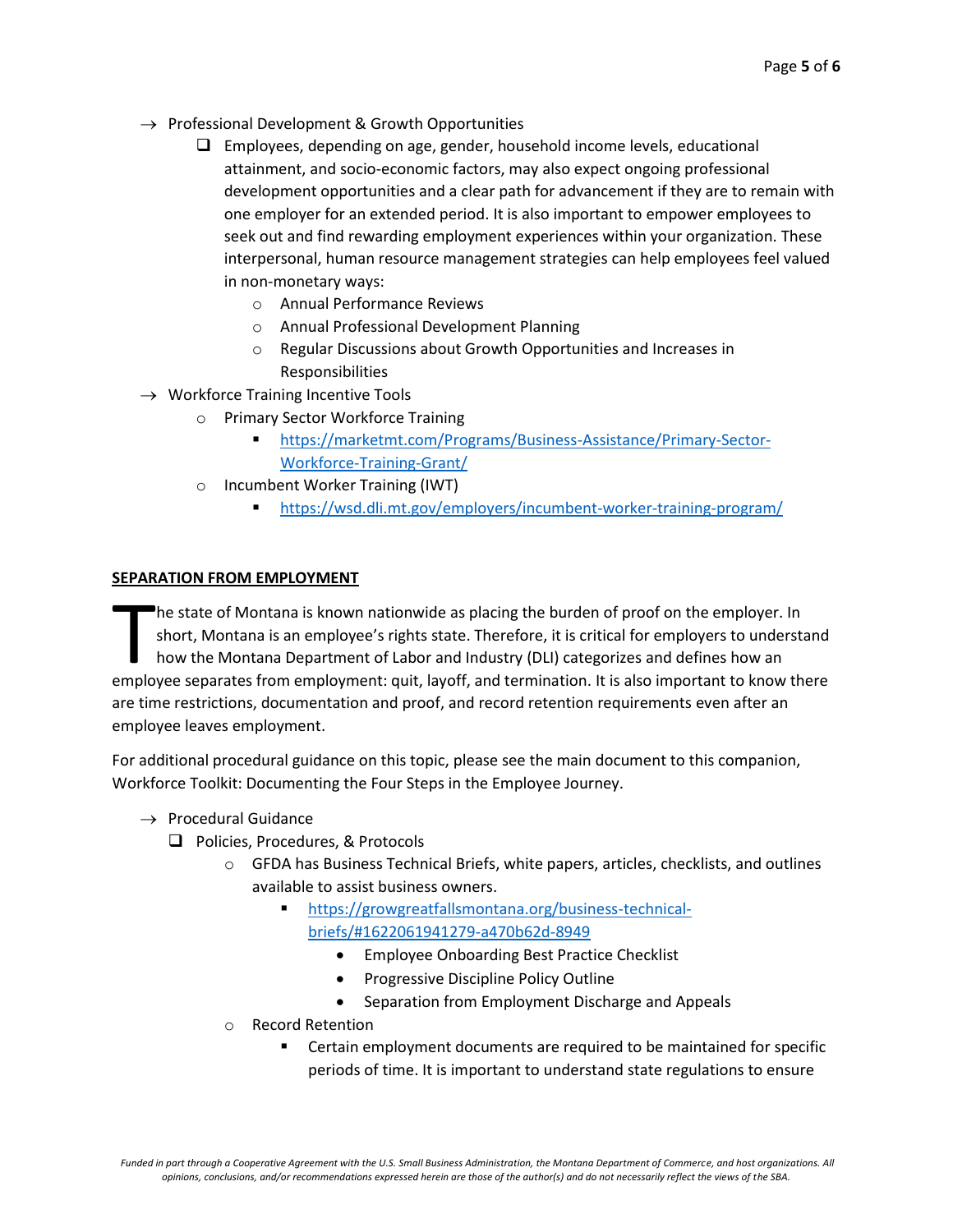- → Professional Development & Growth Opportunities
  - ❑ Employees, depending on age, gender, household income levels, educational attainment, and socio-economic factors, may also expect ongoing professional development opportunities and a clear path for advancement if they are to remain with one employer for an extended period. It is also important to empower employees to seek out and find rewarding employment experiences within your organization. These interpersonal, human resource management strategies can help employees feel valued in non-monetary ways:
    - Annual Performance Reviews
    - Annual Professional Development Planning
    - Regular Discussions about Growth Opportunities and Increases in Responsibilities
- → Workforce Training Incentive Tools
  - Primary Sector Workforce Training
    - https://marketmt.com/Programs/Business-Assistance/Primary-Sector-Workforce-Training-Grant/
  - Incumbent Worker Training (IWT)
    - https://wsd.dli.mt.gov/employers/incumbent-worker-training-program/

## SEPARATION FROM EMPLOYMENT

The state of Montana is known nationwide as placing the burden of proof on the employer. In short, Montana is an employee's rights state. Therefore, it is critical for employers to understand how the Montana Department of Labor and Industry (DLI) categorizes and defines how an employee separates from employment: quit, layoff, and termination. It is also important to know there are time restrictions, documentation and proof, and record retention requirements even after an employee leaves employment.

For additional procedural guidance on this topic, please see the main document to this companion, Workforce Toolkit: Documenting the Four Steps in the Employee Journey.

- → Procedural Guidance
  - ❑ Policies, Procedures, & Protocols
    - GFDA has Business Technical Briefs, white papers, articles, checklists, and outlines available to assist business owners.
      - https://growgreatfallsmontana.org/business-technical-briefs/#1622061941279-a470b62d-8949
        - Employee Onboarding Best Practice Checklist
        - Progressive Discipline Policy Outline
        - Separation from Employment Discharge and Appeals
    - Record Retention
      - Certain employment documents are required to be maintained for specific periods of time. It is important to understand state regulations to ensure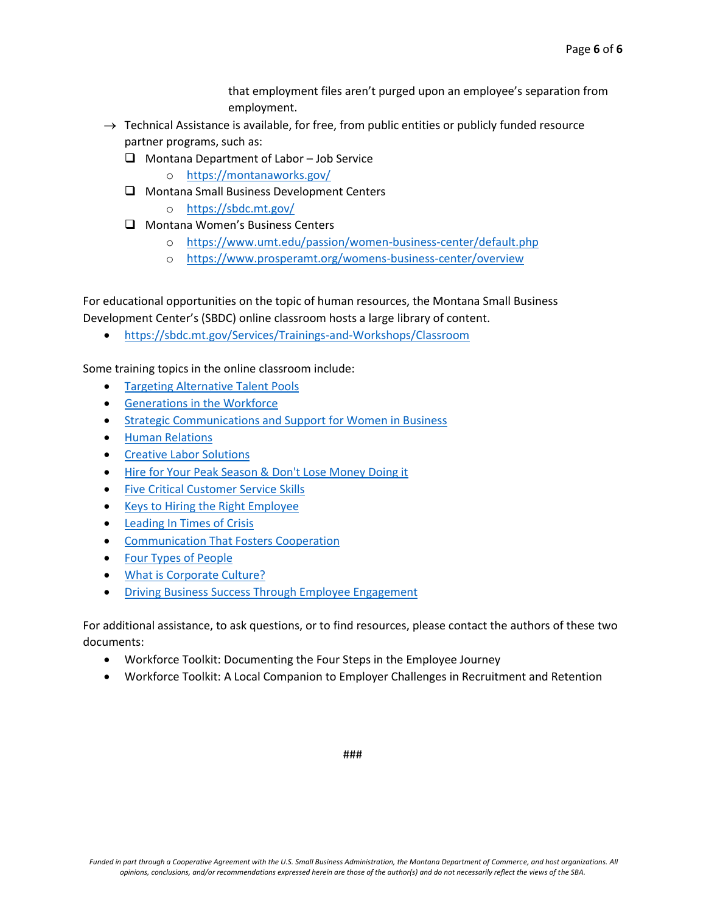that employment files aren't purged upon an employee's separation from employment.

→ Technical Assistance is available, for free, from public entities or publicly funded resource partner programs, such as:

- ❑ Montana Department of Labor – Job Service
  - https://montanaworks.gov/
- ❑ Montana Small Business Development Centers
  - https://sbdc.mt.gov/
- ❑ Montana Women's Business Centers
  - https://www.umt.edu/passion/women-business-center/default.php
  - https://www.prosperamt.org/womens-business-center/overview

For educational opportunities on the topic of human resources, the Montana Small Business Development Center's (SBDC) online classroom hosts a large library of content.

- https://sbdc.mt.gov/Services/Trainings-and-Workshops/Classroom

Some training topics in the online classroom include:

- Targeting Alternative Talent Pools
- Generations in the Workforce
- Strategic Communications and Support for Women in Business
- Human Relations
- Creative Labor Solutions
- Hire for Your Peak Season & Don't Lose Money Doing it
- Five Critical Customer Service Skills
- Keys to Hiring the Right Employee
- Leading In Times of Crisis
- Communication That Fosters Cooperation
- Four Types of People
- What is Corporate Culture?
- Driving Business Success Through Employee Engagement

For additional assistance, to ask questions, or to find resources, please contact the authors of these two documents:

- Workforce Toolkit: Documenting the Four Steps in the Employee Journey
- Workforce Toolkit: A Local Companion to Employer Challenges in Recruitment and Retention

###

*Funded in part through a Cooperative Agreement with the U.S. Small Business Administration, the Montana Department of Commerce, and host organizations. All opinions, conclusions, and/or recommendations expressed herein are those of the author(s) and do not necessarily reflect the views of the SBA.*